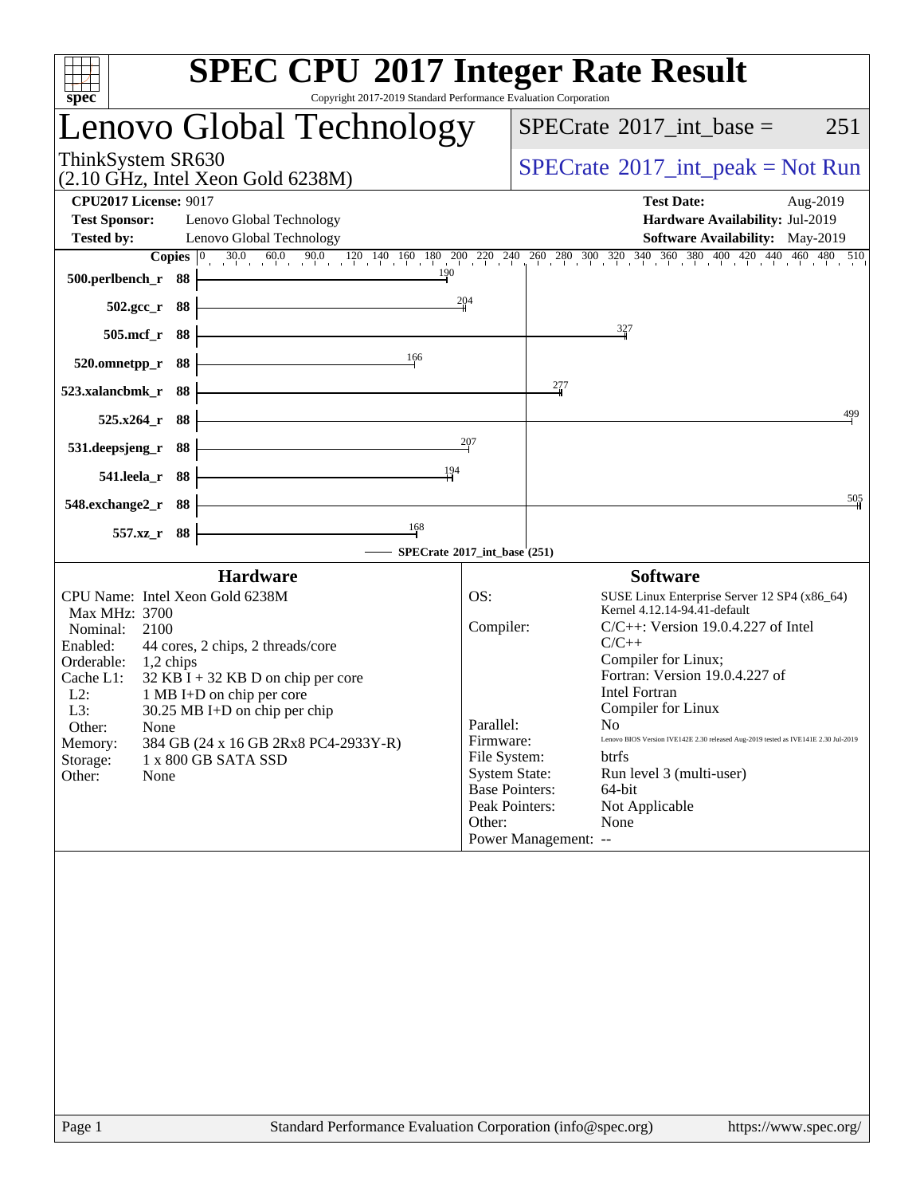# SPEC CPU 2017 Integer Rate Result

Copyright 2017-2019 Standard Performance Evaluation Corporation

## Lenovo Global Technology

ThinkSystem SR630
(2.10 GHz, Intel Xeon Gold 6238M)

SPECrate 2017_int_base = 251

SPECrate 2017_int_peak = Not Run

**CPU2017 License:** 9017
**Test Sponsor:** Lenovo Global Technology
**Tested by:** Lenovo Global Technology

**Test Date:** Aug-2019
**Hardware Availability:** Jul-2019
**Software Availability:** May-2019

| Benchmark | Copies | SPECrate 2017_int_base |
|---|---|---|
| 500.perlbench_r | 88 | 190 |
| 502.gcc_r | 88 | 204 |
| 505.mcf_r | 88 | 327 |
| 520.omnetpp_r | 88 | 166 |
| 523.xalancbmk_r | 88 | 277 |
| 525.x264_r | 88 | 499 |
| 531.deepsjeng_r | 88 | 207 |
| 541.leela_r | 88 | 194 |
| 548.exchange2_r | 88 | 505 |
| 557.xz_r | 88 | 168 |

SPECrate 2017_int_base (251)

### Hardware

CPU Name: Intel Xeon Gold 6238M
Max MHz: 3700
Nominal: 2100
Enabled: 44 cores, 2 chips, 2 threads/core
Orderable: 1,2 chips
Cache L1: 32 KB I + 32 KB D on chip per core
L2: 1 MB I+D on chip per core
L3: 30.25 MB I+D on chip per chip
Other: None
Memory: 384 GB (24 x 16 GB 2Rx8 PC4-2933Y-R)
Storage: 1 x 800 GB SATA SSD
Other: None

### Software

OS: SUSE Linux Enterprise Server 12 SP4 (x86_64) Kernel 4.12.14-94.41-default
Compiler: C/C++: Version 19.0.4.227 of Intel C/C++ Compiler for Linux; Fortran: Version 19.0.4.227 of Intel Fortran Compiler for Linux
Parallel: No
Firmware: Lenovo BIOS Version IVE142E 2.30 released Aug-2019 tested as IVE141E 2.30 Jul-2019
File System: btrfs
System State: Run level 3 (multi-user)
Base Pointers: 64-bit
Peak Pointers: Not Applicable
Other: None
Power Management: --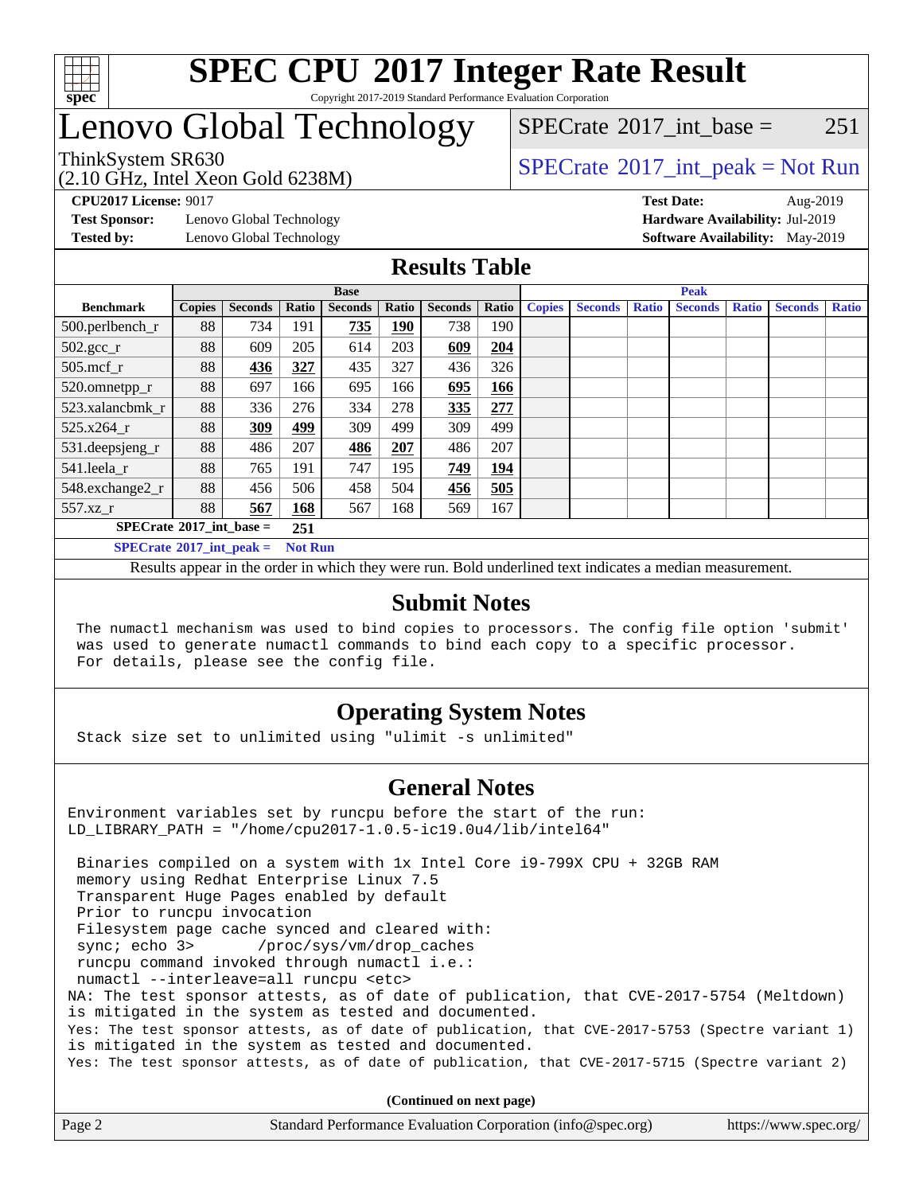# SPEC CPU 2017 Integer Rate Result

Copyright 2017-2019 Standard Performance Evaluation Corporation

# Lenovo Global Technology

ThinkSystem SR630
(2.10 GHz, Intel Xeon Gold 6238M)

SPECrate 2017_int_base = 251

SPECrate 2017_int_peak = Not Run

**CPU2017 License:** 9017
**Test Sponsor:** Lenovo Global Technology
**Tested by:** Lenovo Global Technology

**Test Date:** Aug-2019
**Hardware Availability:** Jul-2019
**Software Availability:** May-2019

## Results Table

| Benchmark | Base | | | | | | | Peak | | | | | | |
|---|---|---|---|---|---|---|---|---|---|---|---|---|---|---|
| | Copies | Seconds | Ratio | Seconds | Ratio | Seconds | Ratio | Copies | Seconds | Ratio | Seconds | Ratio | Seconds | Ratio |
| 500.perlbench_r | 88 | 734 | 191 | **735** | **190** | 738 | 190 | | | | | | | |
| 502.gcc_r | 88 | 609 | 205 | 614 | 203 | **609** | **204** | | | | | | | |
| 505.mcf_r | 88 | **436** | **327** | 435 | 327 | 436 | 326 | | | | | | | |
| 520.omnetpp_r | 88 | 697 | 166 | 695 | 166 | **695** | **166** | | | | | | | |
| 523.xalancbmk_r | 88 | 336 | 276 | 334 | 278 | **335** | **277** | | | | | | | |
| 525.x264_r | 88 | **309** | **499** | 309 | 499 | 309 | 499 | | | | | | | |
| 531.deepsjeng_r | 88 | 486 | 207 | **486** | **207** | 486 | 207 | | | | | | | |
| 541.leela_r | 88 | 765 | 191 | 747 | 195 | **749** | **194** | | | | | | | |
| 548.exchange2_r | 88 | 456 | 506 | 458 | 504 | **456** | **505** | | | | | | | |
| 557.xz_r | 88 | **567** | **168** | 567 | 168 | 569 | 167 | | | | | | | |

**SPECrate 2017_int_base = 251**

**SPECrate 2017_int_peak = Not Run**

Results appear in the order in which they were run. Bold underlined text indicates a median measurement.

## Submit Notes

```
The numactl mechanism was used to bind copies to processors. The config file option 'submit'
was used to generate numactl commands to bind each copy to a specific processor.
For details, please see the config file.
```

## Operating System Notes

```
Stack size set to unlimited using "ulimit -s unlimited"
```

## General Notes

```
Environment variables set by runcpu before the start of the run:
LD_LIBRARY_PATH = "/home/cpu2017-1.0.5-ic19.0u4/lib/intel64"

 Binaries compiled on a system with 1x Intel Core i9-799X CPU + 32GB RAM
 memory using Redhat Enterprise Linux 7.5
 Transparent Huge Pages enabled by default
 Prior to runcpu invocation
 Filesystem page cache synced and cleared with:
 sync; echo 3>       /proc/sys/vm/drop_caches
 runcpu command invoked through numactl i.e.:
 numactl --interleave=all runcpu <etc>
NA: The test sponsor attests, as of date of publication, that CVE-2017-5754 (Meltdown)
is mitigated in the system as tested and documented.
Yes: The test sponsor attests, as of date of publication, that CVE-2017-5753 (Spectre variant 1)
is mitigated in the system as tested and documented.
Yes: The test sponsor attests, as of date of publication, that CVE-2017-5715 (Spectre variant 2)
```

**(Continued on next page)**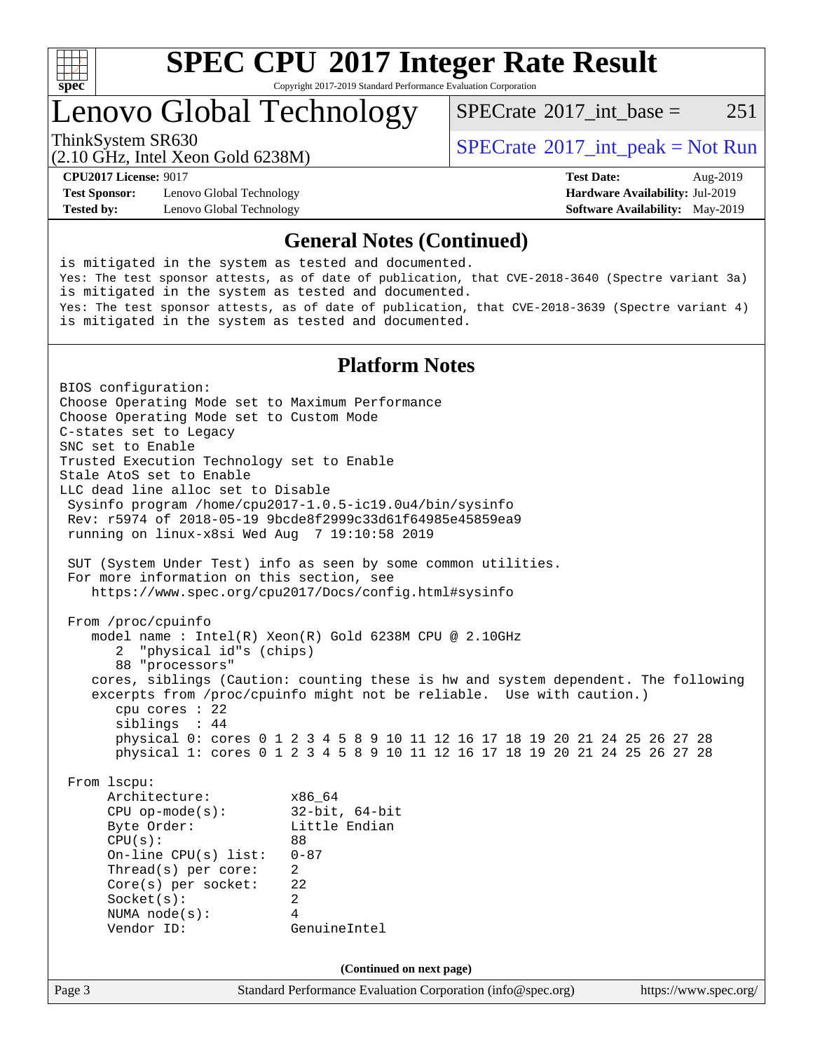# SPEC CPU 2017 Integer Rate Result

Copyright 2017-2019 Standard Performance Evaluation Corporation

## Lenovo Global Technology

ThinkSystem SR630
(2.10 GHz, Intel Xeon Gold 6238M)

SPECrate 2017_int_base = 251

SPECrate 2017_int_peak = Not Run

**CPU2017 License:** 9017
**Test Sponsor:** Lenovo Global Technology
**Tested by:** Lenovo Global Technology

**Test Date:** Aug-2019
**Hardware Availability:** Jul-2019
**Software Availability:** May-2019

### General Notes (Continued)

```
is mitigated in the system as tested and documented.
Yes: The test sponsor attests, as of date of publication, that CVE-2018-3640 (Spectre variant 3a)
is mitigated in the system as tested and documented.
Yes: The test sponsor attests, as of date of publication, that CVE-2018-3639 (Spectre variant 4)
is mitigated in the system as tested and documented.
```

### Platform Notes

```
BIOS configuration:
Choose Operating Mode set to Maximum Performance
Choose Operating Mode set to Custom Mode
C-states set to Legacy
SNC set to Enable
Trusted Execution Technology set to Enable
Stale AtoS set to Enable
LLC dead line alloc set to Disable
 Sysinfo program /home/cpu2017-1.0.5-ic19.0u4/bin/sysinfo
 Rev: r5974 of 2018-05-19 9bcde8f2999c33d61f64985e45859ea9
 running on linux-x8si Wed Aug  7 19:10:58 2019

 SUT (System Under Test) info as seen by some common utilities.
 For more information on this section, see
    https://www.spec.org/cpu2017/Docs/config.html#sysinfo

 From /proc/cpuinfo
    model name : Intel(R) Xeon(R) Gold 6238M CPU @ 2.10GHz
       2  "physical id"s (chips)
       88 "processors"
    cores, siblings (Caution: counting these is hw and system dependent. The following
    excerpts from /proc/cpuinfo might not be reliable.  Use with caution.)
       cpu cores : 22
       siblings  : 44
       physical 0: cores 0 1 2 3 4 5 8 9 10 11 12 16 17 18 19 20 21 24 25 26 27 28
       physical 1: cores 0 1 2 3 4 5 8 9 10 11 12 16 17 18 19 20 21 24 25 26 27 28

 From lscpu:
      Architecture:          x86_64
      CPU op-mode(s):        32-bit, 64-bit
      Byte Order:            Little Endian
      CPU(s):                88
      On-line CPU(s) list:   0-87
      Thread(s) per core:    2
      Core(s) per socket:    22
      Socket(s):             2
      NUMA node(s):          4
      Vendor ID:             GenuineIntel
```

(Continued on next page)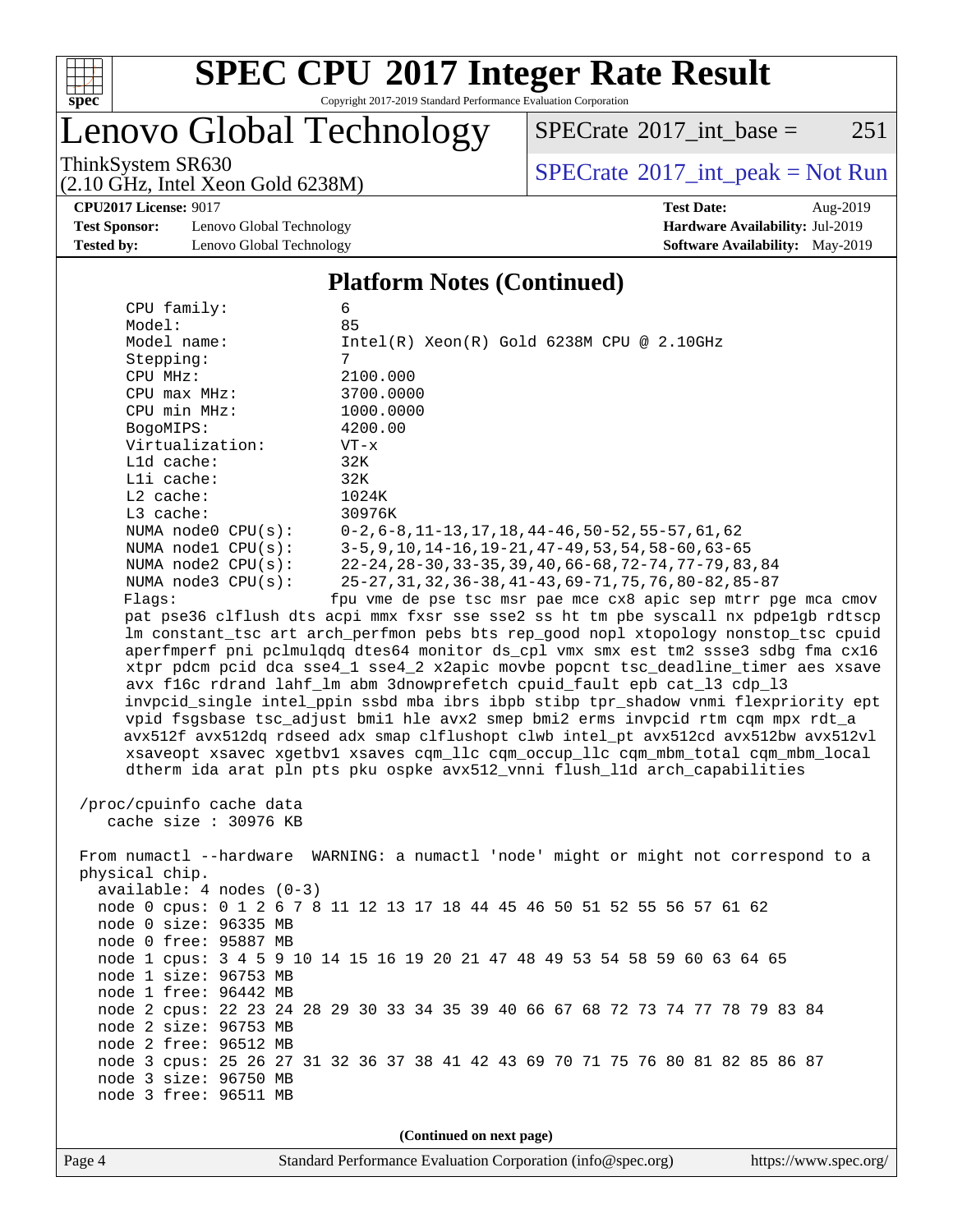# SPEC CPU 2017 Integer Rate Result

Copyright 2017-2019 Standard Performance Evaluation Corporation

## Lenovo Global Technology

ThinkSystem SR630
(2.10 GHz, Intel Xeon Gold 6238M)

SPECrate 2017_int_base = 251

SPECrate 2017_int_peak = Not Run

**CPU2017 License:** 9017
**Test Sponsor:** Lenovo Global Technology
**Tested by:** Lenovo Global Technology

**Test Date:** Aug-2019
**Hardware Availability:** Jul-2019
**Software Availability:** May-2019

### Platform Notes (Continued)

```
    CPU family:          6
    Model:               85
    Model name:          Intel(R) Xeon(R) Gold 6238M CPU @ 2.10GHz
    Stepping:            7
    CPU MHz:             2100.000
    CPU max MHz:         3700.0000
    CPU min MHz:         1000.0000
    BogoMIPS:            4200.00
    Virtualization:      VT-x
    L1d cache:           32K
    L1i cache:           32K
    L2 cache:            1024K
    L3 cache:            30976K
    NUMA node0 CPU(s):   0-2,6-8,11-13,17,18,44-46,50-52,55-57,61,62
    NUMA node1 CPU(s):   3-5,9,10,14-16,19-21,47-49,53,54,58-60,63-65
    NUMA node2 CPU(s):   22-24,28-30,33-35,39,40,66-68,72-74,77-79,83,84
    NUMA node3 CPU(s):   25-27,31,32,36-38,41-43,69-71,75,76,80-82,85-87
    Flags:              fpu vme de pse tsc msr pae mce cx8 apic sep mtrr pge mca cmov
    pat pse36 clflush dts acpi mmx fxsr sse sse2 ss ht tm pbe syscall nx pdpe1gb rdtscp
    lm constant_tsc art arch_perfmon pebs bts rep_good nopl xtopology nonstop_tsc cpuid
    aperfmperf pni pclmulqdq dtes64 monitor ds_cpl vmx smx est tm2 ssse3 sdbg fma cx16
    xtpr pdcm pcid dca sse4_1 sse4_2 x2apic movbe popcnt tsc_deadline_timer aes xsave
    avx f16c rdrand lahf_lm abm 3dnowprefetch cpuid_fault epb cat_l3 cdp_l3
    invpcid_single intel_ppin ssbd mba ibrs ibpb stibp tpr_shadow vnmi flexpriority ept
    vpid fsgsbase tsc_adjust bmi1 hle avx2 smep bmi2 erms invpcid rtm cqm mpx rdt_a
    avx512f avx512dq rdseed adx smap clflushopt clwb intel_pt avx512cd avx512bw avx512vl
    xsaveopt xsavec xgetbv1 xsaves cqm_llc cqm_occup_llc cqm_mbm_total cqm_mbm_local
    dtherm ida arat pln pts pku ospke avx512_vnni flush_l1d arch_capabilities

 /proc/cpuinfo cache data
    cache size : 30976 KB

 From numactl --hardware  WARNING: a numactl 'node' might or might not correspond to a
 physical chip.
   available: 4 nodes (0-3)
   node 0 cpus: 0 1 2 6 7 8 11 12 13 17 18 44 45 46 50 51 52 55 56 57 61 62
   node 0 size: 96335 MB
   node 0 free: 95887 MB
   node 1 cpus: 3 4 5 9 10 14 15 16 19 20 21 47 48 49 53 54 58 59 60 63 64 65
   node 1 size: 96753 MB
   node 1 free: 96442 MB
   node 2 cpus: 22 23 24 28 29 30 33 34 35 39 40 66 67 68 72 73 74 77 78 79 83 84
   node 2 size: 96753 MB
   node 2 free: 96512 MB
   node 3 cpus: 25 26 27 31 32 36 37 38 41 42 43 69 70 71 75 76 80 81 82 85 86 87
   node 3 size: 96750 MB
   node 3 free: 96511 MB
```

**(Continued on next page)**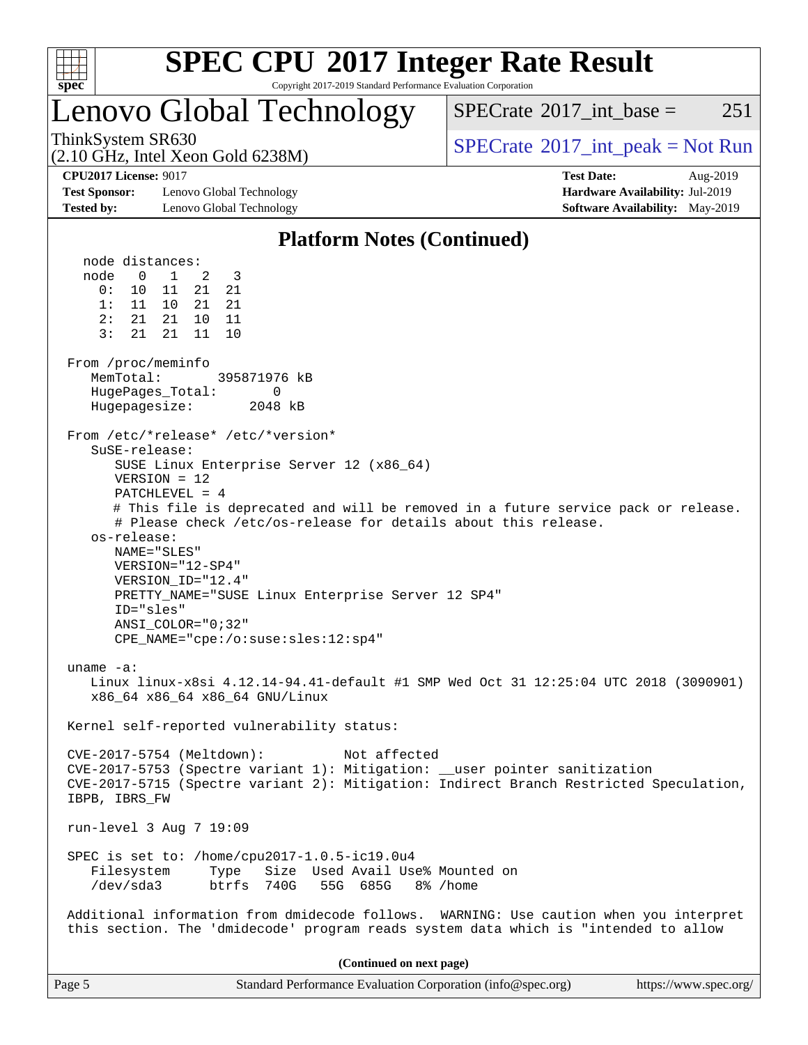# SPEC CPU 2017 Integer Rate Result

Copyright 2017-2019 Standard Performance Evaluation Corporation

## Lenovo Global Technology

ThinkSystem SR630
(2.10 GHz, Intel Xeon Gold 6238M)

SPECrate 2017_int_base = 251

SPECrate 2017_int_peak = Not Run

**CPU2017 License:** 9017
**Test Sponsor:** Lenovo Global Technology
**Tested by:** Lenovo Global Technology

**Test Date:** Aug-2019
**Hardware Availability:** Jul-2019
**Software Availability:** May-2019

### Platform Notes (Continued)

```
   node distances:
   node   0   1   2   3
     0:  10  11  21  21
     1:  11  10  21  21
     2:  21  21  10  11
     3:  21  21  11  10

 From /proc/meminfo
    MemTotal:       395871976 kB
    HugePages_Total:       0
    Hugepagesize:       2048 kB

 From /etc/*release* /etc/*version*
    SuSE-release:
       SUSE Linux Enterprise Server 12 (x86_64)
       VERSION = 12
       PATCHLEVEL = 4
       # This file is deprecated and will be removed in a future service pack or release.
       # Please check /etc/os-release for details about this release.
    os-release:
       NAME="SLES"
       VERSION="12-SP4"
       VERSION_ID="12.4"
       PRETTY_NAME="SUSE Linux Enterprise Server 12 SP4"
       ID="sles"
       ANSI_COLOR="0;32"
       CPE_NAME="cpe:/o:suse:sles:12:sp4"

 uname -a:
    Linux linux-x8si 4.12.14-94.41-default #1 SMP Wed Oct 31 12:25:04 UTC 2018 (3090901)
    x86_64 x86_64 x86_64 GNU/Linux

 Kernel self-reported vulnerability status:

 CVE-2017-5754 (Meltdown):          Not affected
 CVE-2017-5753 (Spectre variant 1): Mitigation: __user pointer sanitization
 CVE-2017-5715 (Spectre variant 2): Mitigation: Indirect Branch Restricted Speculation,
 IBPB, IBRS_FW

 run-level 3 Aug 7 19:09

 SPEC is set to: /home/cpu2017-1.0.5-ic19.0u4
    Filesystem     Type   Size  Used Avail Use% Mounted on
    /dev/sda3      btrfs  740G   55G  685G   8% /home

 Additional information from dmidecode follows.  WARNING: Use caution when you interpret
 this section. The 'dmidecode' program reads system data which is "intended to allow
```

(Continued on next page)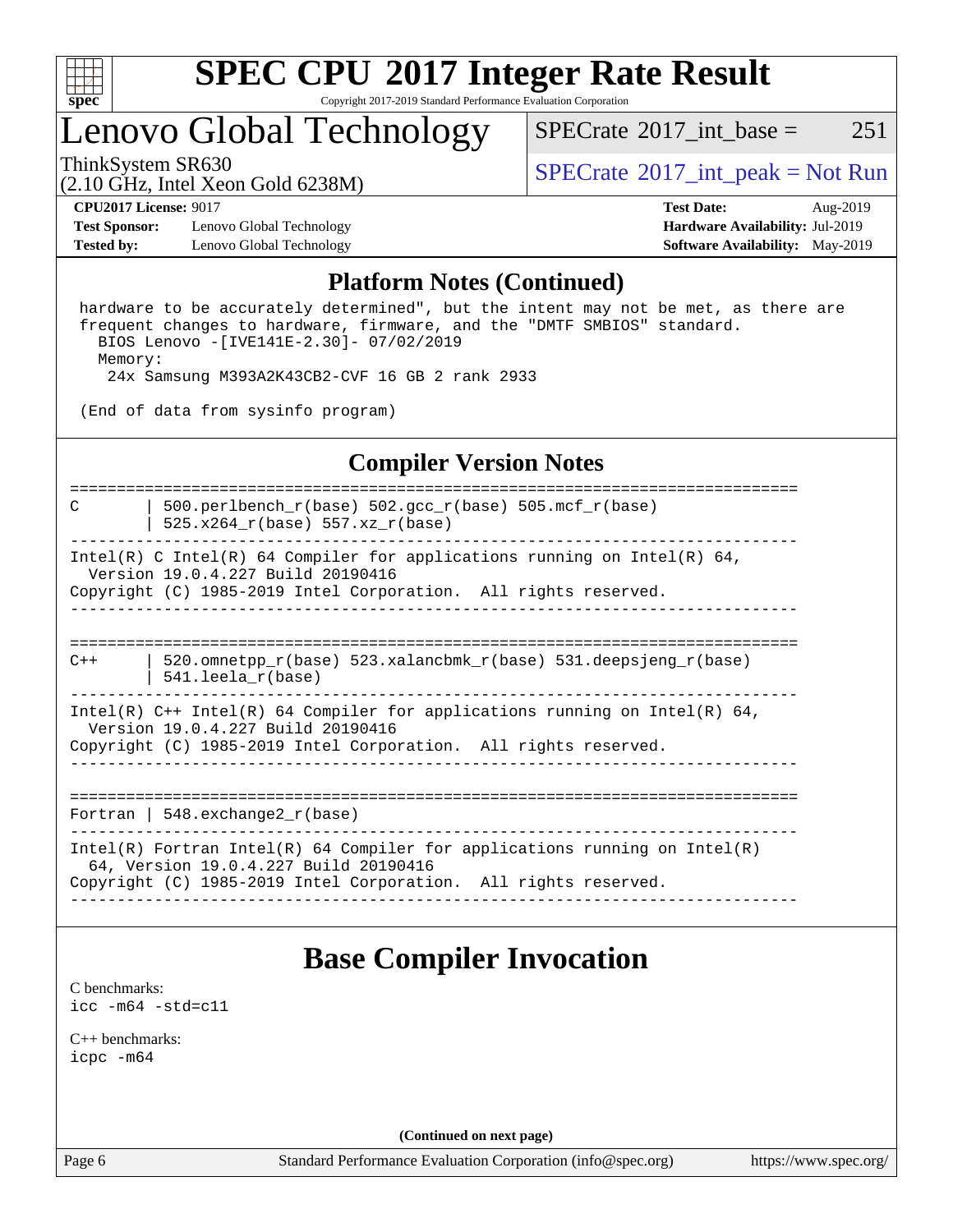## Platform Notes (Continued)

```
 hardware to be accurately determined", but the intent may not be met, as there are
 frequent changes to hardware, firmware, and the "DMTF SMBIOS" standard.
   BIOS Lenovo -[IVE141E-2.30]- 07/02/2019
   Memory:
    24x Samsung M393A2K43CB2-CVF 16 GB 2 rank 2933

 (End of data from sysinfo program)
```

## Compiler Version Notes

```
==============================================================================
C       | 500.perlbench_r(base) 502.gcc_r(base) 505.mcf_r(base)
        | 525.x264_r(base) 557.xz_r(base)
------------------------------------------------------------------------------
Intel(R) C Intel(R) 64 Compiler for applications running on Intel(R) 64,
  Version 19.0.4.227 Build 20190416
Copyright (C) 1985-2019 Intel Corporation.  All rights reserved.
------------------------------------------------------------------------------

==============================================================================
C++     | 520.omnetpp_r(base) 523.xalancbmk_r(base) 531.deepsjeng_r(base)
        | 541.leela_r(base)
------------------------------------------------------------------------------
Intel(R) C++ Intel(R) 64 Compiler for applications running on Intel(R) 64,
  Version 19.0.4.227 Build 20190416
Copyright (C) 1985-2019 Intel Corporation.  All rights reserved.
------------------------------------------------------------------------------

==============================================================================
Fortran | 548.exchange2_r(base)
------------------------------------------------------------------------------
Intel(R) Fortran Intel(R) 64 Compiler for applications running on Intel(R)
  64, Version 19.0.4.227 Build 20190416
Copyright (C) 1985-2019 Intel Corporation.  All rights reserved.
------------------------------------------------------------------------------
```

# Base Compiler Invocation

C benchmarks:
`icc -m64 -std=c11`

C++ benchmarks:
`icpc -m64`

(Continued on next page)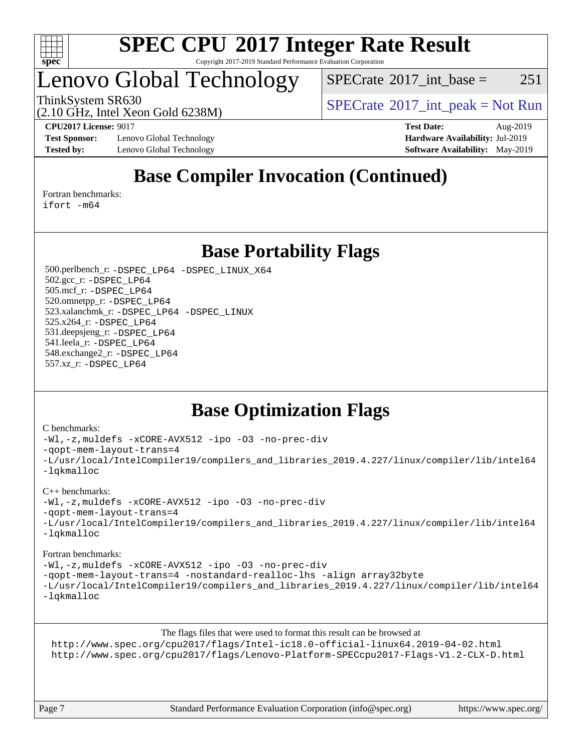# Base Compiler Invocation (Continued)

Fortran benchmarks:
```
ifort -m64
```

# Base Portability Flags

500.perlbench_r: -DSPEC_LP64 -DSPEC_LINUX_X64
502.gcc_r: -DSPEC_LP64
505.mcf_r: -DSPEC_LP64
520.omnetpp_r: -DSPEC_LP64
523.xalancbmk_r: -DSPEC_LP64 -DSPEC_LINUX
525.x264_r: -DSPEC_LP64
531.deepsjeng_r: -DSPEC_LP64
541.leela_r: -DSPEC_LP64
548.exchange2_r: -DSPEC_LP64
557.xz_r: -DSPEC_LP64

# Base Optimization Flags

C benchmarks:
```
-Wl,-z,muldefs -xCORE-AVX512 -ipo -O3 -no-prec-div
-qopt-mem-layout-trans=4
-L/usr/local/IntelCompiler19/compilers_and_libraries_2019.4.227/linux/compiler/lib/intel64
-lqkmalloc
```

C++ benchmarks:
```
-Wl,-z,muldefs -xCORE-AVX512 -ipo -O3 -no-prec-div
-qopt-mem-layout-trans=4
-L/usr/local/IntelCompiler19/compilers_and_libraries_2019.4.227/linux/compiler/lib/intel64
-lqkmalloc
```

Fortran benchmarks:
```
-Wl,-z,muldefs -xCORE-AVX512 -ipo -O3 -no-prec-div
-qopt-mem-layout-trans=4 -nostandard-realloc-lhs -align array32byte
-L/usr/local/IntelCompiler19/compilers_and_libraries_2019.4.227/linux/compiler/lib/intel64
-lqkmalloc
```

The flags files that were used to format this result can be browsed at
http://www.spec.org/cpu2017/flags/Intel-ic18.0-official-linux64.2019-04-02.html
http://www.spec.org/cpu2017/flags/Lenovo-Platform-SPECcpu2017-Flags-V1.2-CLX-D.html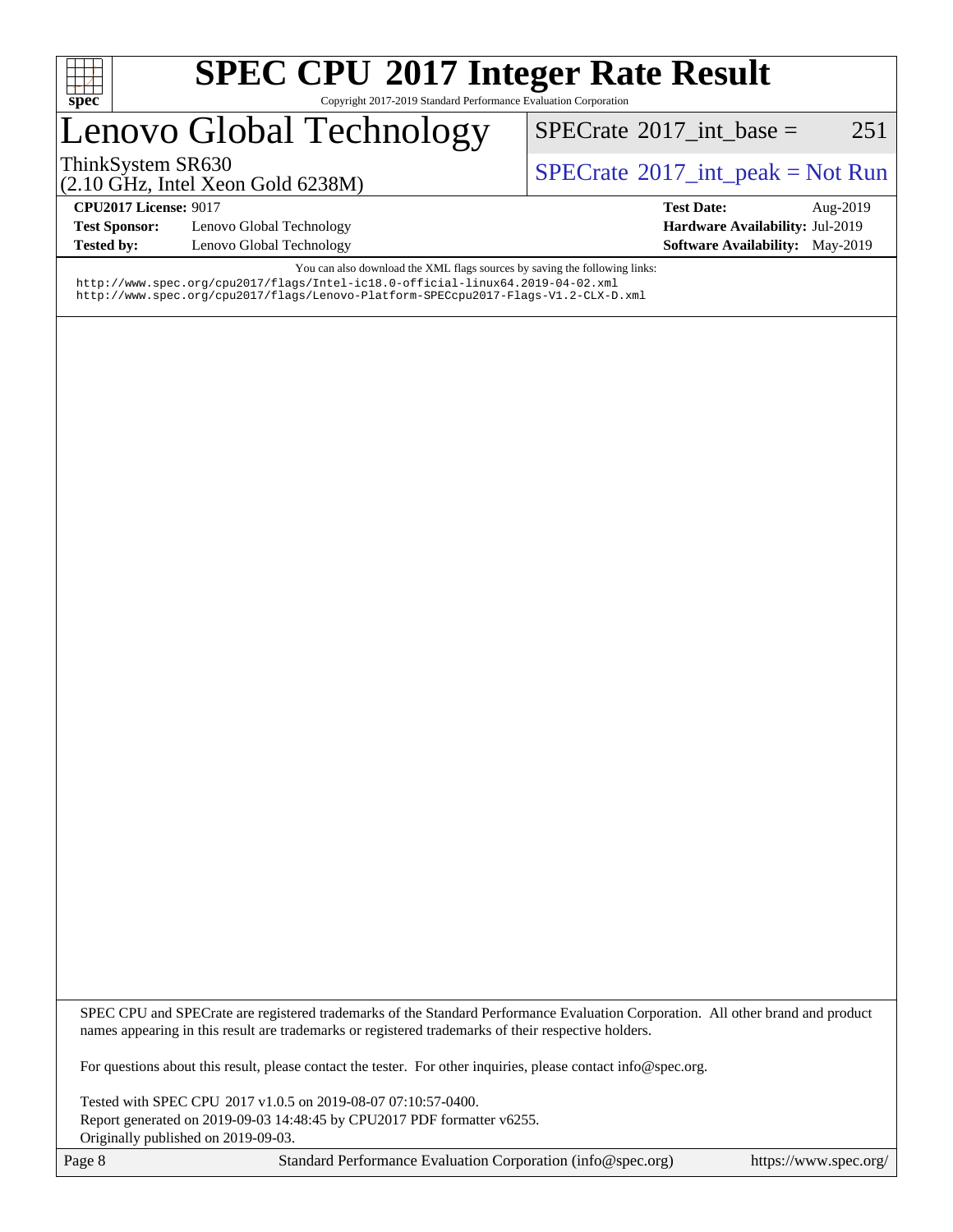You can also download the XML flags sources by saving the following links:

http://www.spec.org/cpu2017/flags/Intel-ic18.0-official-linux64.2019-04-02.xml
http://www.spec.org/cpu2017/flags/Lenovo-Platform-SPECcpu2017-Flags-V1.2-CLX-D.xml

SPEC CPU and SPECrate are registered trademarks of the Standard Performance Evaluation Corporation. All other brand and product names appearing in this result are trademarks or registered trademarks of their respective holders.

For questions about this result, please contact the tester. For other inquiries, please contact info@spec.org.

Tested with SPEC CPU 2017 v1.0.5 on 2019-08-07 07:10:57-0400.
Report generated on 2019-09-03 14:48:45 by CPU2017 PDF formatter v6255.
Originally published on 2019-09-03.